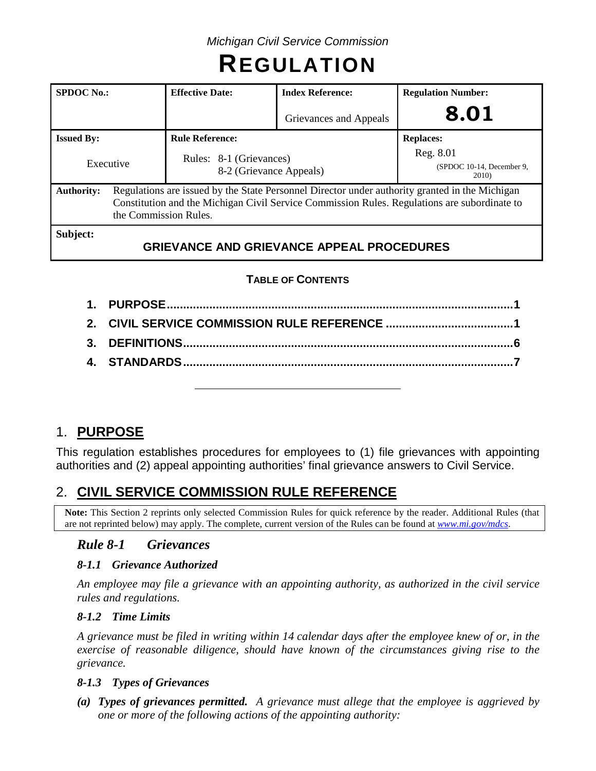*Michigan Civil Service Commission*

# REGULATION

| SPDOC No.: | Effective Date: | Index Reference: | Regulation Number: |
|---|---|---|---|
| | | Grievances and Appeals | **8.01** |
| **Issued By:** | **Rule Reference:** | | **Replaces:** |
| Executive | Rules: 8-1 (Grievances)<br>8-2 (Grievance Appeals) | | Reg. 8.01<br>(SPDOC 10-14, December 9, 2010) |
| **Authority:** | Regulations are issued by the State Personnel Director under authority granted in the Michigan Constitution and the Michigan Civil Service Commission Rules. Regulations are subordinate to the Commission Rules. | | |
| **Subject:** | **GRIEVANCE AND GRIEVANCE APPEAL PROCEDURES** | | |

**TABLE OF CONTENTS**

1. **PURPOSE** ..... 1
2. **CIVIL SERVICE COMMISSION RULE REFERENCE** ..... 1
3. **DEFINITIONS** ..... 6
4. **STANDARDS** ..... 7

## 1. PURPOSE

This regulation establishes procedures for employees to (1) file grievances with appointing authorities and (2) appeal appointing authorities' final grievance answers to Civil Service.

## 2. CIVIL SERVICE COMMISSION RULE REFERENCE

**Note:** This Section 2 reprints only selected Commission Rules for quick reference by the reader. Additional Rules (that are not reprinted below) may apply. The complete, current version of the Rules can be found at *www.mi.gov/mdcs*.

### *Rule 8-1 Grievances*

#### *8-1.1 Grievance Authorized*

*An employee may file a grievance with an appointing authority, as authorized in the civil service rules and regulations.*

#### *8-1.2 Time Limits*

*A grievance must be filed in writing within 14 calendar days after the employee knew of or, in the exercise of reasonable diligence, should have known of the circumstances giving rise to the grievance.*

#### *8-1.3 Types of Grievances*

*(a)* ***Types of grievances permitted.*** *A grievance must allege that the employee is aggrieved by one or more of the following actions of the appointing authority:*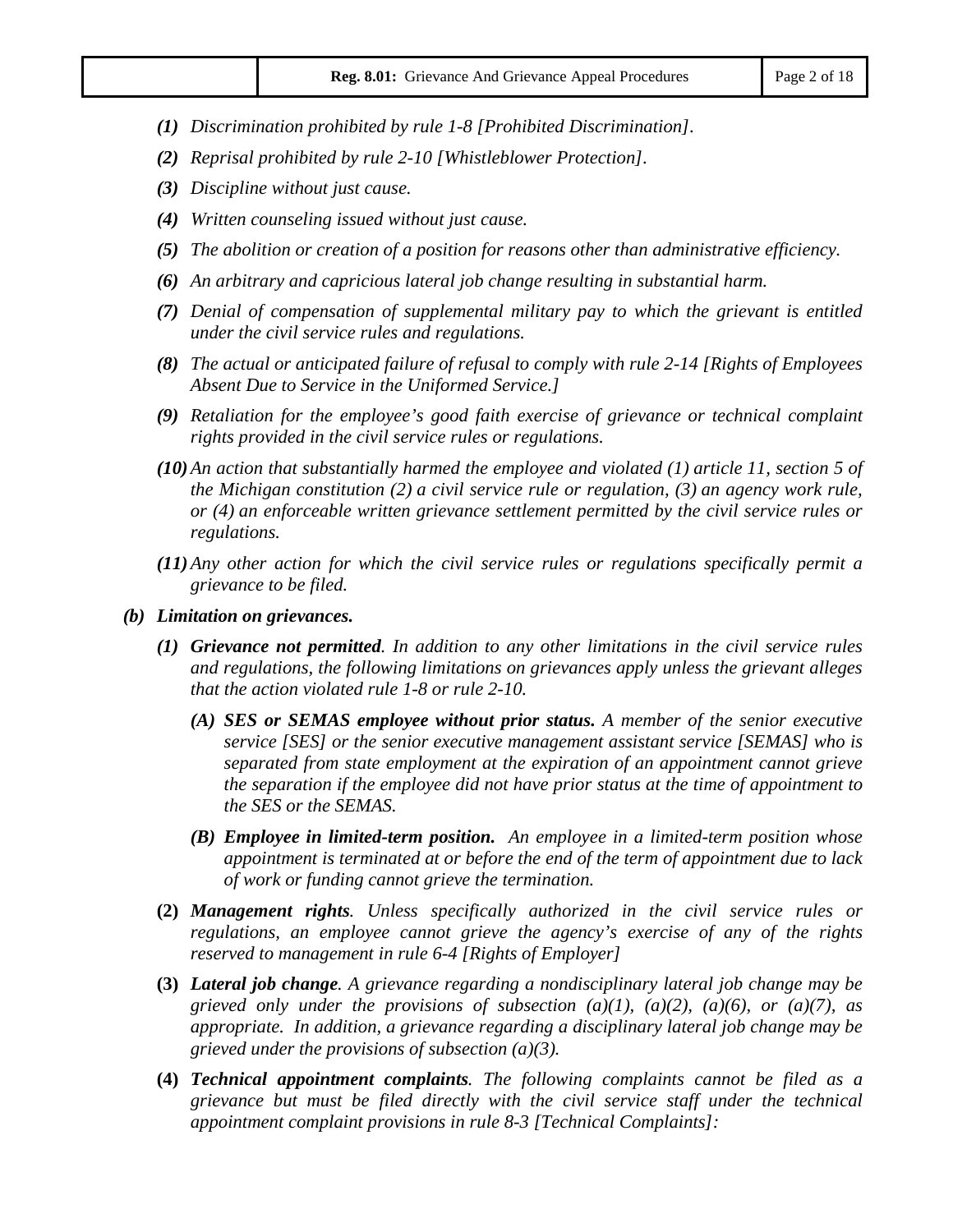*(1)* *Discrimination prohibited by rule 1-8 [Prohibited Discrimination].*

*(2)* *Reprisal prohibited by rule 2-10 [Whistleblower Protection].*

*(3)* *Discipline without just cause.*

*(4)* *Written counseling issued without just cause.*

*(5)* *The abolition or creation of a position for reasons other than administrative efficiency.*

*(6)* *An arbitrary and capricious lateral job change resulting in substantial harm.*

*(7)* *Denial of compensation of supplemental military pay to which the grievant is entitled under the civil service rules and regulations.*

*(8)* *The actual or anticipated failure of refusal to comply with rule 2-14 [Rights of Employees Absent Due to Service in the Uniformed Service.]*

*(9)* *Retaliation for the employee's good faith exercise of grievance or technical complaint rights provided in the civil service rules or regulations.*

*(10)* *An action that substantially harmed the employee and violated (1) article 11, section 5 of the Michigan constitution (2) a civil service rule or regulation, (3) an agency work rule, or (4) an enforceable written grievance settlement permitted by the civil service rules or regulations.*

*(11)* *Any other action for which the civil service rules or regulations specifically permit a grievance to be filed.*

***(b) Limitation on grievances.***

*(1)* ***Grievance not permitted****. In addition to any other limitations in the civil service rules and regulations, the following limitations on grievances apply unless the grievant alleges that the action violated rule 1-8 or rule 2-10.*

*(A)* ***SES or SEMAS employee without prior status.*** *A member of the senior executive service [SES] or the senior executive management assistant service [SEMAS] who is separated from state employment at the expiration of an appointment cannot grieve the separation if the employee did not have prior status at the time of appointment to the SES or the SEMAS.*

*(B)* ***Employee in limited-term position.*** *An employee in a limited-term position whose appointment is terminated at or before the end of the term of appointment due to lack of work or funding cannot grieve the termination.*

**(2)** ***Management rights****. Unless specifically authorized in the civil service rules or regulations, an employee cannot grieve the agency's exercise of any of the rights reserved to management in rule 6-4 [Rights of Employer]*

**(3)** ***Lateral job change****. A grievance regarding a nondisciplinary lateral job change may be grieved only under the provisions of subsection (a)(1), (a)(2), (a)(6), or (a)(7), as appropriate. In addition, a grievance regarding a disciplinary lateral job change may be grieved under the provisions of subsection (a)(3).*

**(4)** ***Technical appointment complaints****. The following complaints cannot be filed as a grievance but must be filed directly with the civil service staff under the technical appointment complaint provisions in rule 8-3 [Technical Complaints]:*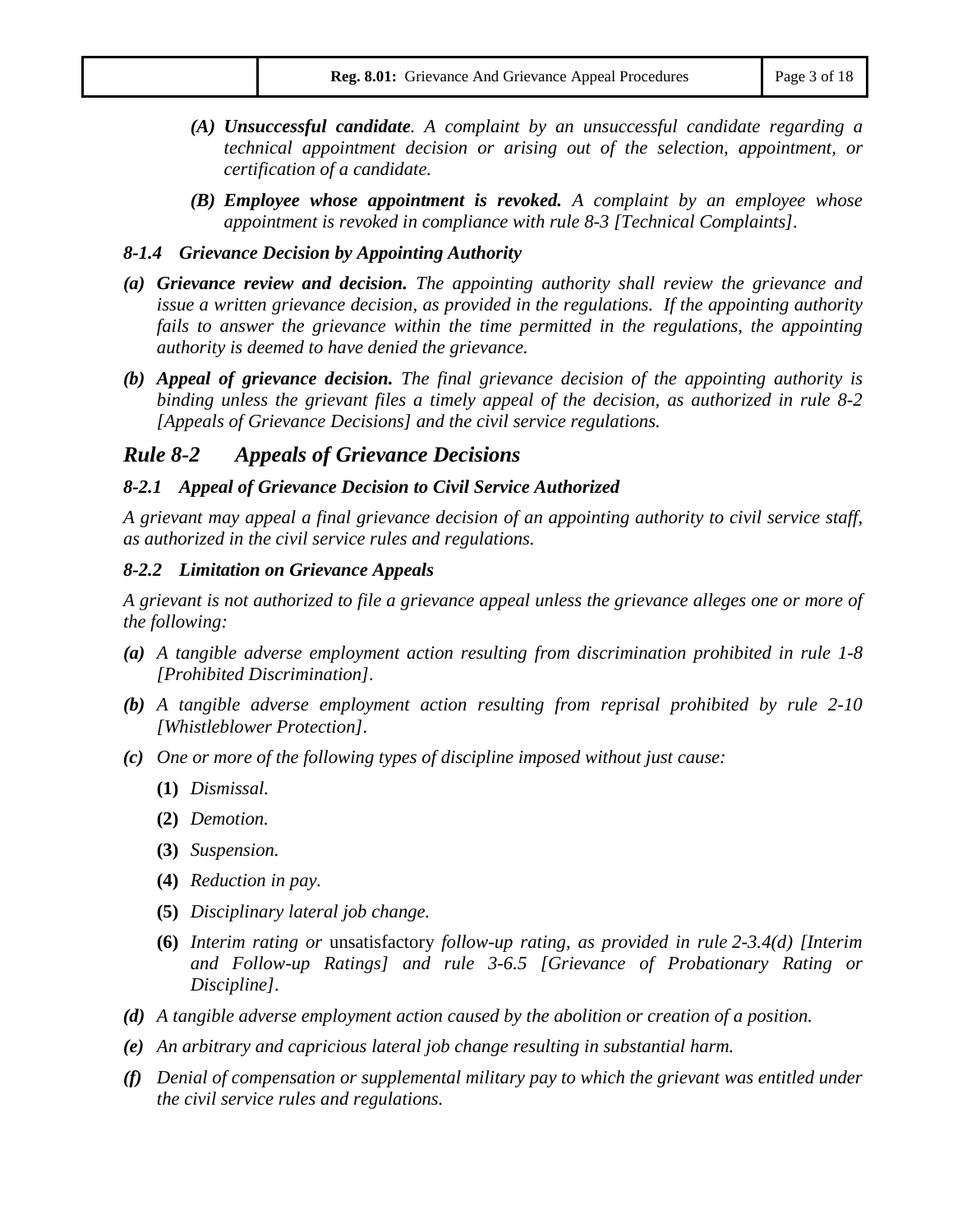- ***(A) Unsuccessful candidate***. *A complaint by an unsuccessful candidate regarding a technical appointment decision or arising out of the selection, appointment, or certification of a candidate.*
- ***(B) Employee whose appointment is revoked.*** *A complaint by an employee whose appointment is revoked in compliance with rule 8-3 [Technical Complaints].*

### *8-1.4 Grievance Decision by Appointing Authority*

***(a) Grievance review and decision.*** *The appointing authority shall review the grievance and issue a written grievance decision, as provided in the regulations. If the appointing authority fails to answer the grievance within the time permitted in the regulations, the appointing authority is deemed to have denied the grievance.*

***(b) Appeal of grievance decision.*** *The final grievance decision of the appointing authority is binding unless the grievant files a timely appeal of the decision, as authorized in rule 8-2 [Appeals of Grievance Decisions] and the civil service regulations.*

## *Rule 8-2 Appeals of Grievance Decisions*

### *8-2.1 Appeal of Grievance Decision to Civil Service Authorized*

*A grievant may appeal a final grievance decision of an appointing authority to civil service staff, as authorized in the civil service rules and regulations.*

### *8-2.2 Limitation on Grievance Appeals*

*A grievant is not authorized to file a grievance appeal unless the grievance alleges one or more of the following:*

***(a)*** *A tangible adverse employment action resulting from discrimination prohibited in rule 1-8 [Prohibited Discrimination].*

***(b)*** *A tangible adverse employment action resulting from reprisal prohibited by rule 2-10 [Whistleblower Protection].*

***(c)*** *One or more of the following types of discipline imposed without just cause:*

- **(1)** *Dismissal.*
- **(2)** *Demotion.*
- **(3)** *Suspension.*
- **(4)** *Reduction in pay.*
- **(5)** *Disciplinary lateral job change.*
- **(6)** *Interim rating or* unsatisfactory *follow-up rating, as provided in rule 2-3.4(d) [Interim and Follow-up Ratings] and rule 3-6.5 [Grievance of Probationary Rating or Discipline].*

***(d)*** *A tangible adverse employment action caused by the abolition or creation of a position.*

***(e)*** *An arbitrary and capricious lateral job change resulting in substantial harm.*

***(f)*** *Denial of compensation or supplemental military pay to which the grievant was entitled under the civil service rules and regulations.*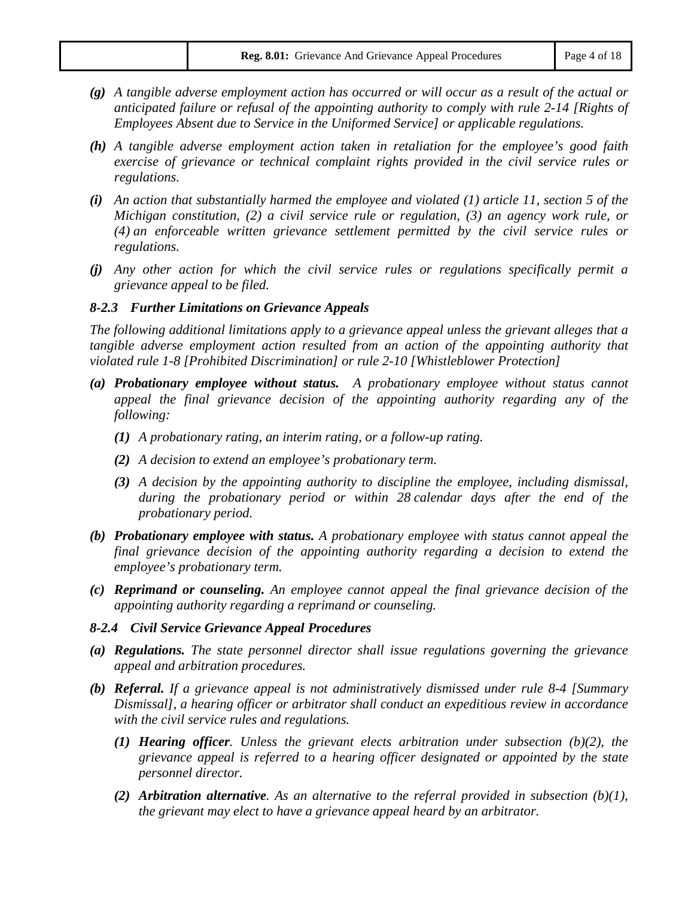*(g) A tangible adverse employment action has occurred or will occur as a result of the actual or anticipated failure or refusal of the appointing authority to comply with rule 2-14 [Rights of Employees Absent due to Service in the Uniformed Service] or applicable regulations.*

*(h) A tangible adverse employment action taken in retaliation for the employee's good faith exercise of grievance or technical complaint rights provided in the civil service rules or regulations.*

*(i) An action that substantially harmed the employee and violated (1) article 11, section 5 of the Michigan constitution, (2) a civil service rule or regulation, (3) an agency work rule, or (4) an enforceable written grievance settlement permitted by the civil service rules or regulations.*

*(j) Any other action for which the civil service rules or regulations specifically permit a grievance appeal to be filed.*

### *8-2.3 Further Limitations on Grievance Appeals*

*The following additional limitations apply to a grievance appeal unless the grievant alleges that a tangible adverse employment action resulted from an action of the appointing authority that violated rule 1-8 [Prohibited Discrimination] or rule 2-10 [Whistleblower Protection]*

*(a)* ***Probationary employee without status.*** *A probationary employee without status cannot appeal the final grievance decision of the appointing authority regarding any of the following:*

  *(1) A probationary rating, an interim rating, or a follow-up rating.*

  *(2) A decision to extend an employee's probationary term.*

  *(3) A decision by the appointing authority to discipline the employee, including dismissal, during the probationary period or within 28 calendar days after the end of the probationary period.*

*(b)* ***Probationary employee with status.*** *A probationary employee with status cannot appeal the final grievance decision of the appointing authority regarding a decision to extend the employee's probationary term.*

*(c)* ***Reprimand or counseling.*** *An employee cannot appeal the final grievance decision of the appointing authority regarding a reprimand or counseling.*

### *8-2.4 Civil Service Grievance Appeal Procedures*

*(a)* ***Regulations.*** *The state personnel director shall issue regulations governing the grievance appeal and arbitration procedures.*

*(b)* ***Referral.*** *If a grievance appeal is not administratively dismissed under rule 8-4 [Summary Dismissal], a hearing officer or arbitrator shall conduct an expeditious review in accordance with the civil service rules and regulations.*

  *(1)* ***Hearing officer****. Unless the grievant elects arbitration under subsection (b)(2), the grievance appeal is referred to a hearing officer designated or appointed by the state personnel director.*

  *(2)* ***Arbitration alternative****. As an alternative to the referral provided in subsection (b)(1), the grievant may elect to have a grievance appeal heard by an arbitrator.*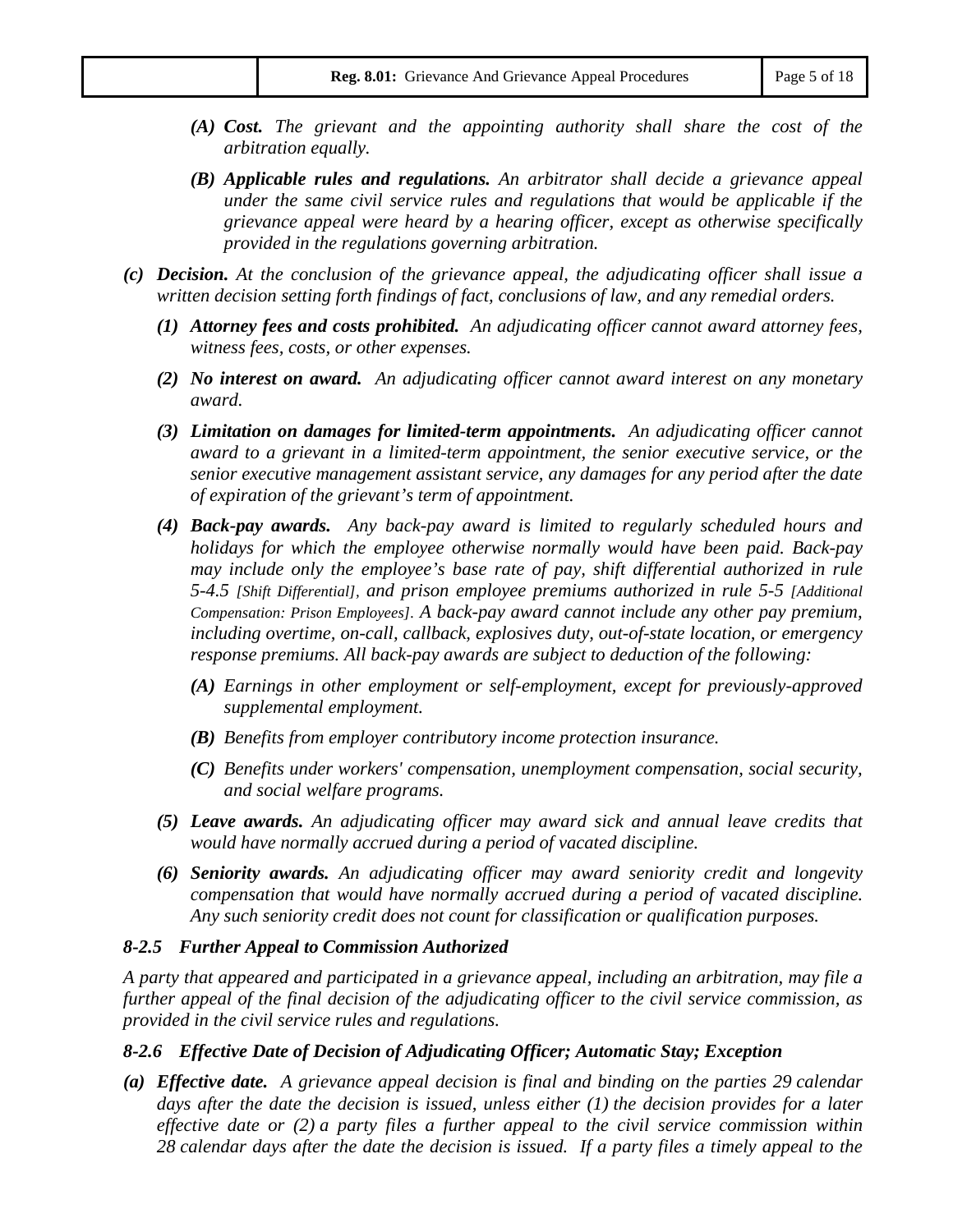*(A)* ***Cost.*** *The grievant and the appointing authority shall share the cost of the arbitration equally.*

*(B)* ***Applicable rules and regulations.*** *An arbitrator shall decide a grievance appeal under the same civil service rules and regulations that would be applicable if the grievance appeal were heard by a hearing officer, except as otherwise specifically provided in the regulations governing arbitration.*

***(c) Decision.*** *At the conclusion of the grievance appeal, the adjudicating officer shall issue a written decision setting forth findings of fact, conclusions of law, and any remedial orders.*

***(1) Attorney fees and costs prohibited.*** *An adjudicating officer cannot award attorney fees, witness fees, costs, or other expenses.*

***(2) No interest on award.*** *An adjudicating officer cannot award interest on any monetary award.*

***(3) Limitation on damages for limited-term appointments.*** *An adjudicating officer cannot award to a grievant in a limited-term appointment, the senior executive service, or the senior executive management assistant service, any damages for any period after the date of expiration of the grievant's term of appointment.*

***(4) Back-pay awards.*** *Any back-pay award is limited to regularly scheduled hours and holidays for which the employee otherwise normally would have been paid. Back-pay may include only the employee's base rate of pay, shift differential authorized in rule 5-4.5 [Shift Differential], and prison employee premiums authorized in rule 5-5 [Additional Compensation: Prison Employees]. A back-pay award cannot include any other pay premium, including overtime, on-call, callback, explosives duty, out-of-state location, or emergency response premiums. All back-pay awards are subject to deduction of the following:*

***(A)*** *Earnings in other employment or self-employment, except for previously-approved supplemental employment.*

***(B)*** *Benefits from employer contributory income protection insurance.*

***(C)*** *Benefits under workers' compensation, unemployment compensation, social security, and social welfare programs.*

***(5) Leave awards.*** *An adjudicating officer may award sick and annual leave credits that would have normally accrued during a period of vacated discipline.*

***(6) Seniority awards.*** *An adjudicating officer may award seniority credit and longevity compensation that would have normally accrued during a period of vacated discipline. Any such seniority credit does not count for classification or qualification purposes.*

### *8-2.5 Further Appeal to Commission Authorized*

*A party that appeared and participated in a grievance appeal, including an arbitration, may file a further appeal of the final decision of the adjudicating officer to the civil service commission, as provided in the civil service rules and regulations.*

### *8-2.6 Effective Date of Decision of Adjudicating Officer; Automatic Stay; Exception*

***(a) Effective date.*** *A grievance appeal decision is final and binding on the parties 29 calendar days after the date the decision is issued, unless either (1) the decision provides for a later effective date or (2) a party files a further appeal to the civil service commission within 28 calendar days after the date the decision is issued. If a party files a timely appeal to the*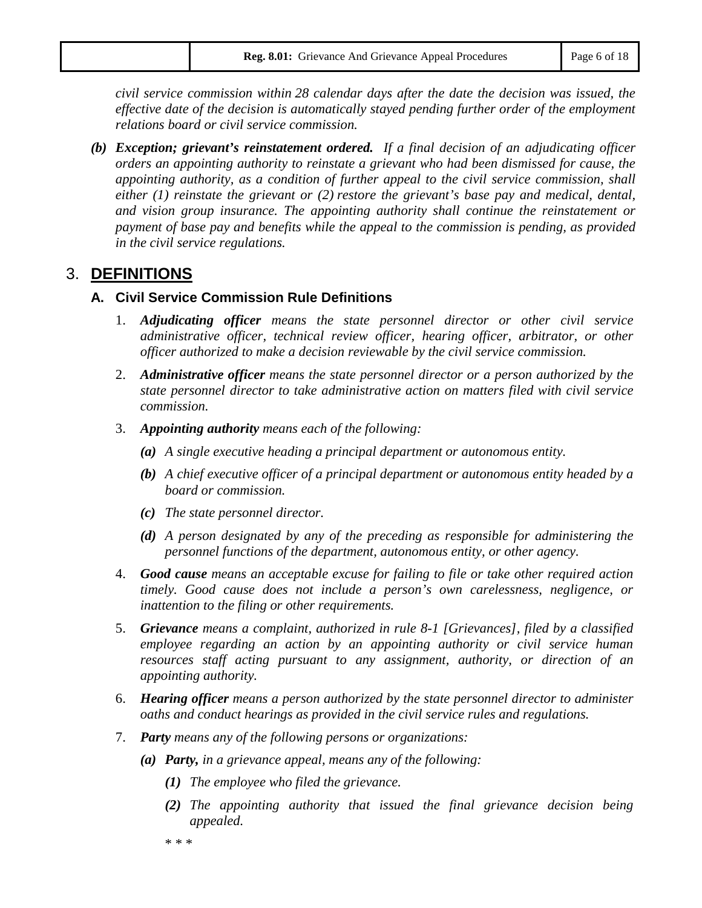*civil service commission within 28 calendar days after the date the decision was issued, the effective date of the decision is automatically stayed pending further order of the employment relations board or civil service commission.*

***(b) Exception; grievant's reinstatement ordered.*** *If a final decision of an adjudicating officer orders an appointing authority to reinstate a grievant who had been dismissed for cause, the appointing authority, as a condition of further appeal to the civil service commission, shall either (1) reinstate the grievant or (2) restore the grievant's base pay and medical, dental, and vision group insurance. The appointing authority shall continue the reinstatement or payment of base pay and benefits while the appeal to the commission is pending, as provided in the civil service regulations.*

## 3. DEFINITIONS

### A. Civil Service Commission Rule Definitions

1. ***Adjudicating officer*** *means the state personnel director or other civil service administrative officer, technical review officer, hearing officer, arbitrator, or other officer authorized to make a decision reviewable by the civil service commission.*

2. ***Administrative officer*** *means the state personnel director or a person authorized by the state personnel director to take administrative action on matters filed with civil service commission.*

3. ***Appointing authority*** *means each of the following:*

   ***(a)*** *A single executive heading a principal department or autonomous entity.*

   ***(b)*** *A chief executive officer of a principal department or autonomous entity headed by a board or commission.*

   ***(c)*** *The state personnel director.*

   ***(d)*** *A person designated by any of the preceding as responsible for administering the personnel functions of the department, autonomous entity, or other agency.*

4. ***Good cause*** *means an acceptable excuse for failing to file or take other required action timely. Good cause does not include a person's own carelessness, negligence, or inattention to the filing or other requirements.*

5. ***Grievance*** *means a complaint, authorized in rule 8-1 [Grievances], filed by a classified employee regarding an action by an appointing authority or civil service human resources staff acting pursuant to any assignment, authority, or direction of an appointing authority.*

6. ***Hearing officer*** *means a person authorized by the state personnel director to administer oaths and conduct hearings as provided in the civil service rules and regulations.*

7. ***Party*** *means any of the following persons or organizations:*

   ***(a) Party,*** *in a grievance appeal, means any of the following:*

      ***(1)*** *The employee who filed the grievance.*

      ***(2)*** *The appointing authority that issued the final grievance decision being appealed.*

   *\* \* \**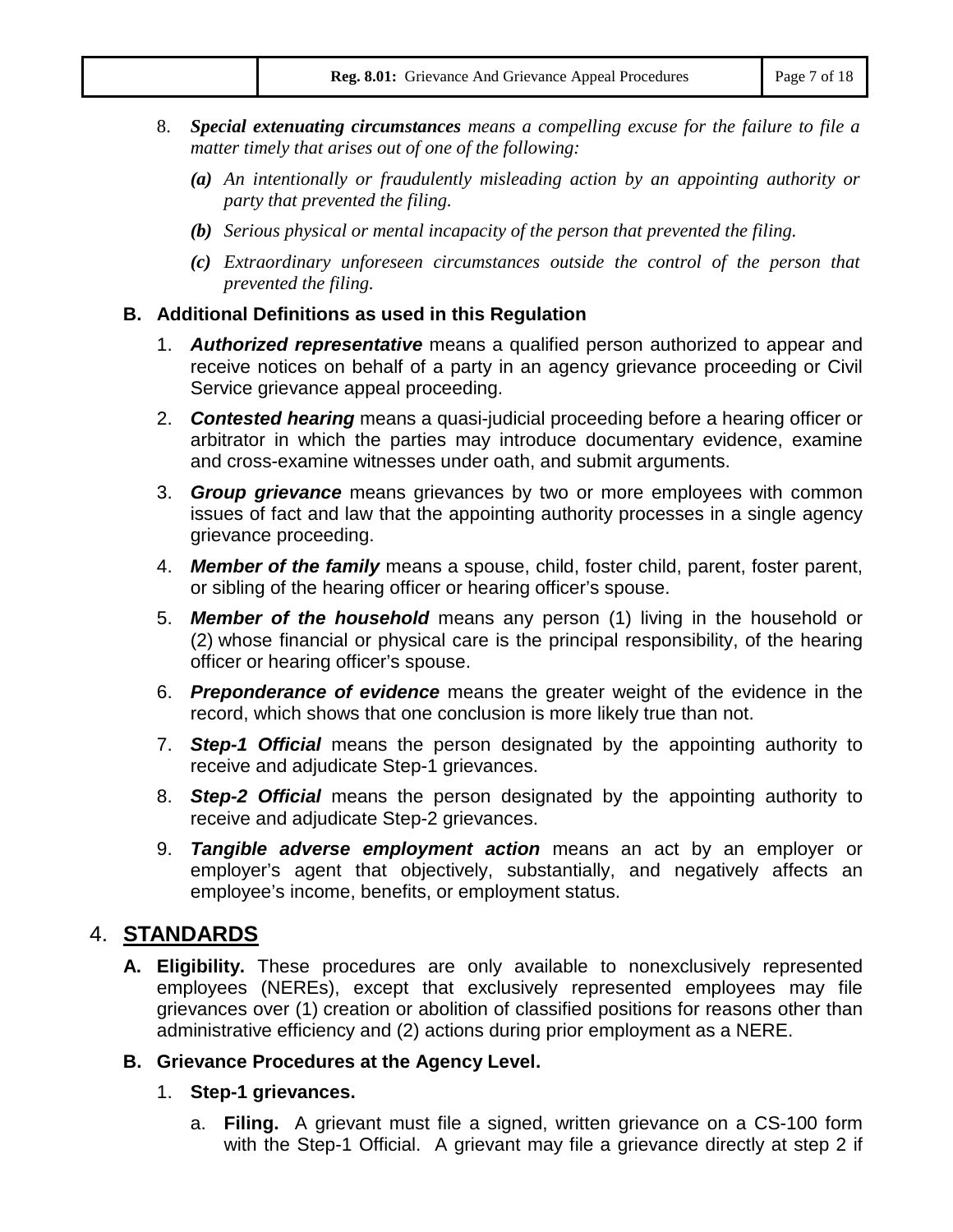8. ***Special extenuating circumstances*** *means a compelling excuse for the failure to file a matter timely that arises out of one of the following:*

   ***(a)*** *An intentionally or fraudulently misleading action by an appointing authority or party that prevented the filing.*

   ***(b)*** *Serious physical or mental incapacity of the person that prevented the filing.*

   ***(c)*** *Extraordinary unforeseen circumstances outside the control of the person that prevented the filing.*

### B. Additional Definitions as used in this Regulation

1. ***Authorized representative*** means a qualified person authorized to appear and receive notices on behalf of a party in an agency grievance proceeding or Civil Service grievance appeal proceeding.

2. ***Contested hearing*** means a quasi-judicial proceeding before a hearing officer or arbitrator in which the parties may introduce documentary evidence, examine and cross-examine witnesses under oath, and submit arguments.

3. ***Group grievance*** means grievances by two or more employees with common issues of fact and law that the appointing authority processes in a single agency grievance proceeding.

4. ***Member of the family*** means a spouse, child, foster child, parent, foster parent, or sibling of the hearing officer or hearing officer's spouse.

5. ***Member of the household*** means any person (1) living in the household or (2) whose financial or physical care is the principal responsibility, of the hearing officer or hearing officer's spouse.

6. ***Preponderance of evidence*** means the greater weight of the evidence in the record, which shows that one conclusion is more likely true than not.

7. ***Step-1 Official*** means the person designated by the appointing authority to receive and adjudicate Step-1 grievances.

8. ***Step-2 Official*** means the person designated by the appointing authority to receive and adjudicate Step-2 grievances.

9. ***Tangible adverse employment action*** means an act by an employer or employer's agent that objectively, substantially, and negatively affects an employee's income, benefits, or employment status.

## 4. STANDARDS

**A. Eligibility.** These procedures are only available to nonexclusively represented employees (NEREs), except that exclusively represented employees may file grievances over (1) creation or abolition of classified positions for reasons other than administrative efficiency and (2) actions during prior employment as a NERE.

### B. Grievance Procedures at the Agency Level.

1. **Step-1 grievances.**

   a. **Filing.** A grievant must file a signed, written grievance on a CS-100 form with the Step-1 Official. A grievant may file a grievance directly at step 2 if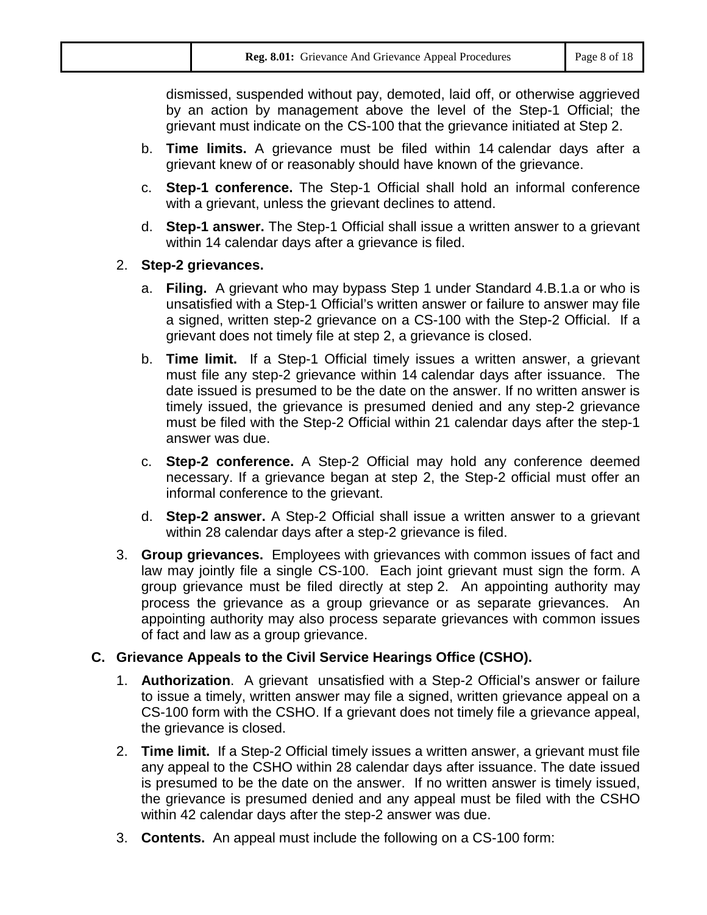dismissed, suspended without pay, demoted, laid off, or otherwise aggrieved by an action by management above the level of the Step-1 Official; the grievant must indicate on the CS-100 that the grievance initiated at Step 2.

   b. **Time limits.** A grievance must be filed within 14 calendar days after a grievant knew of or reasonably should have known of the grievance.

   c. **Step-1 conference.** The Step-1 Official shall hold an informal conference with a grievant, unless the grievant declines to attend.

   d. **Step-1 answer.** The Step-1 Official shall issue a written answer to a grievant within 14 calendar days after a grievance is filed.

2. **Step-2 grievances.**

   a. **Filing.** A grievant who may bypass Step 1 under Standard 4.B.1.a or who is unsatisfied with a Step-1 Official's written answer or failure to answer may file a signed, written step-2 grievance on a CS-100 with the Step-2 Official. If a grievant does not timely file at step 2, a grievance is closed.

   b. **Time limit.** If a Step-1 Official timely issues a written answer, a grievant must file any step-2 grievance within 14 calendar days after issuance. The date issued is presumed to be the date on the answer. If no written answer is timely issued, the grievance is presumed denied and any step-2 grievance must be filed with the Step-2 Official within 21 calendar days after the step-1 answer was due.

   c. **Step-2 conference.** A Step-2 Official may hold any conference deemed necessary. If a grievance began at step 2, the Step-2 official must offer an informal conference to the grievant.

   d. **Step-2 answer.** A Step-2 Official shall issue a written answer to a grievant within 28 calendar days after a step-2 grievance is filed.

3. **Group grievances.** Employees with grievances with common issues of fact and law may jointly file a single CS-100. Each joint grievant must sign the form. A group grievance must be filed directly at step 2. An appointing authority may process the grievance as a group grievance or as separate grievances. An appointing authority may also process separate grievances with common issues of fact and law as a group grievance.

## C. Grievance Appeals to the Civil Service Hearings Office (CSHO).

1. **Authorization**. A grievant unsatisfied with a Step-2 Official's answer or failure to issue a timely, written answer may file a signed, written grievance appeal on a CS-100 form with the CSHO. If a grievant does not timely file a grievance appeal, the grievance is closed.

2. **Time limit.** If a Step-2 Official timely issues a written answer, a grievant must file any appeal to the CSHO within 28 calendar days after issuance. The date issued is presumed to be the date on the answer. If no written answer is timely issued, the grievance is presumed denied and any appeal must be filed with the CSHO within 42 calendar days after the step-2 answer was due.

3. **Contents.** An appeal must include the following on a CS-100 form: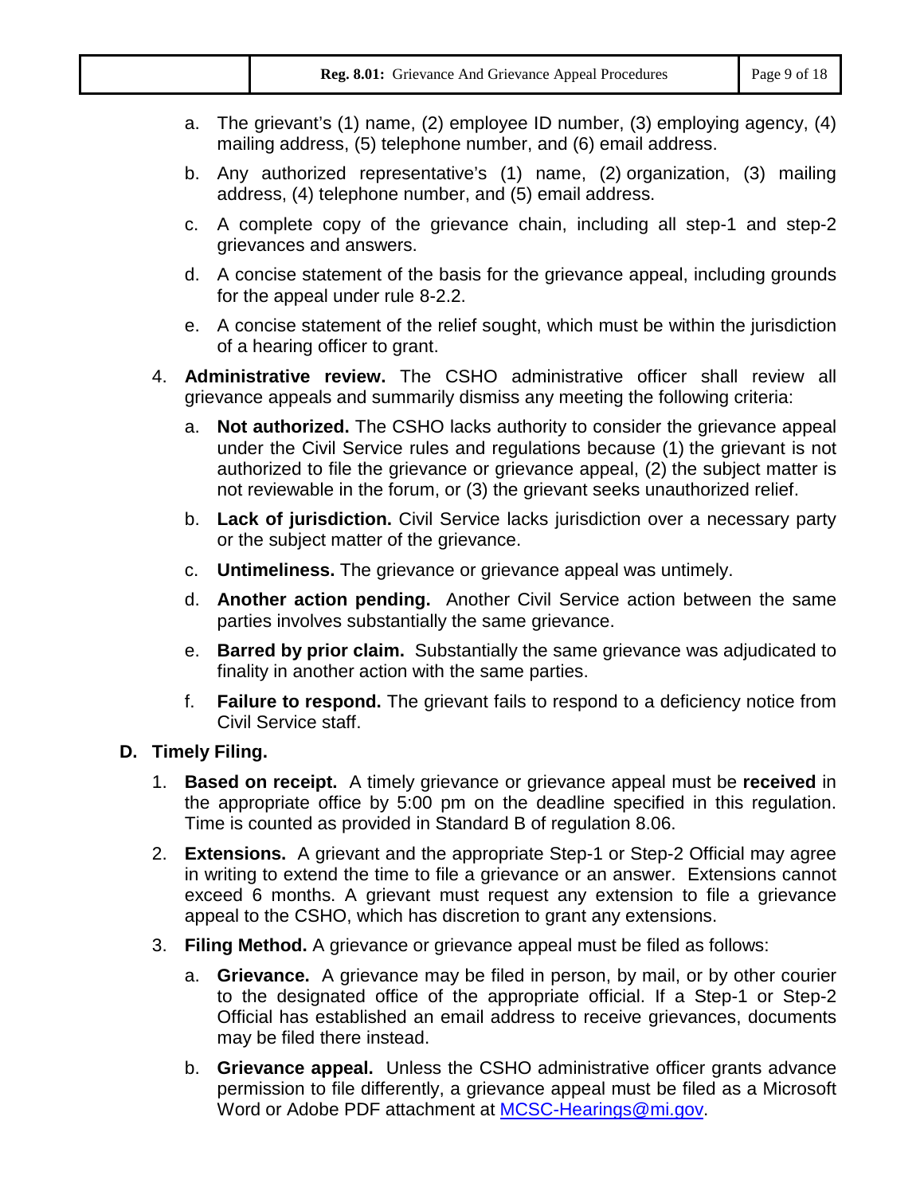a. The grievant's (1) name, (2) employee ID number, (3) employing agency, (4) mailing address, (5) telephone number, and (6) email address.

b. Any authorized representative's (1) name, (2) organization, (3) mailing address, (4) telephone number, and (5) email address.

c. A complete copy of the grievance chain, including all step-1 and step-2 grievances and answers.

d. A concise statement of the basis for the grievance appeal, including grounds for the appeal under rule 8-2.2.

e. A concise statement of the relief sought, which must be within the jurisdiction of a hearing officer to grant.

4. **Administrative review.** The CSHO administrative officer shall review all grievance appeals and summarily dismiss any meeting the following criteria:

   a. **Not authorized.** The CSHO lacks authority to consider the grievance appeal under the Civil Service rules and regulations because (1) the grievant is not authorized to file the grievance or grievance appeal, (2) the subject matter is not reviewable in the forum, or (3) the grievant seeks unauthorized relief.

   b. **Lack of jurisdiction.** Civil Service lacks jurisdiction over a necessary party or the subject matter of the grievance.

   c. **Untimeliness.** The grievance or grievance appeal was untimely.

   d. **Another action pending.** Another Civil Service action between the same parties involves substantially the same grievance.

   e. **Barred by prior claim.** Substantially the same grievance was adjudicated to finality in another action with the same parties.

   f. **Failure to respond.** The grievant fails to respond to a deficiency notice from Civil Service staff.

**D. Timely Filing.**

1. **Based on receipt.** A timely grievance or grievance appeal must be **received** in the appropriate office by 5:00 pm on the deadline specified in this regulation. Time is counted as provided in Standard B of regulation 8.06.

2. **Extensions.** A grievant and the appropriate Step-1 or Step-2 Official may agree in writing to extend the time to file a grievance or an answer. Extensions cannot exceed 6 months. A grievant must request any extension to file a grievance appeal to the CSHO, which has discretion to grant any extensions.

3. **Filing Method.** A grievance or grievance appeal must be filed as follows:

   a. **Grievance.** A grievance may be filed in person, by mail, or by other courier to the designated office of the appropriate official. If a Step-1 or Step-2 Official has established an email address to receive grievances, documents may be filed there instead.

   b. **Grievance appeal.** Unless the CSHO administrative officer grants advance permission to file differently, a grievance appeal must be filed as a Microsoft Word or Adobe PDF attachment at MCSC-Hearings@mi.gov.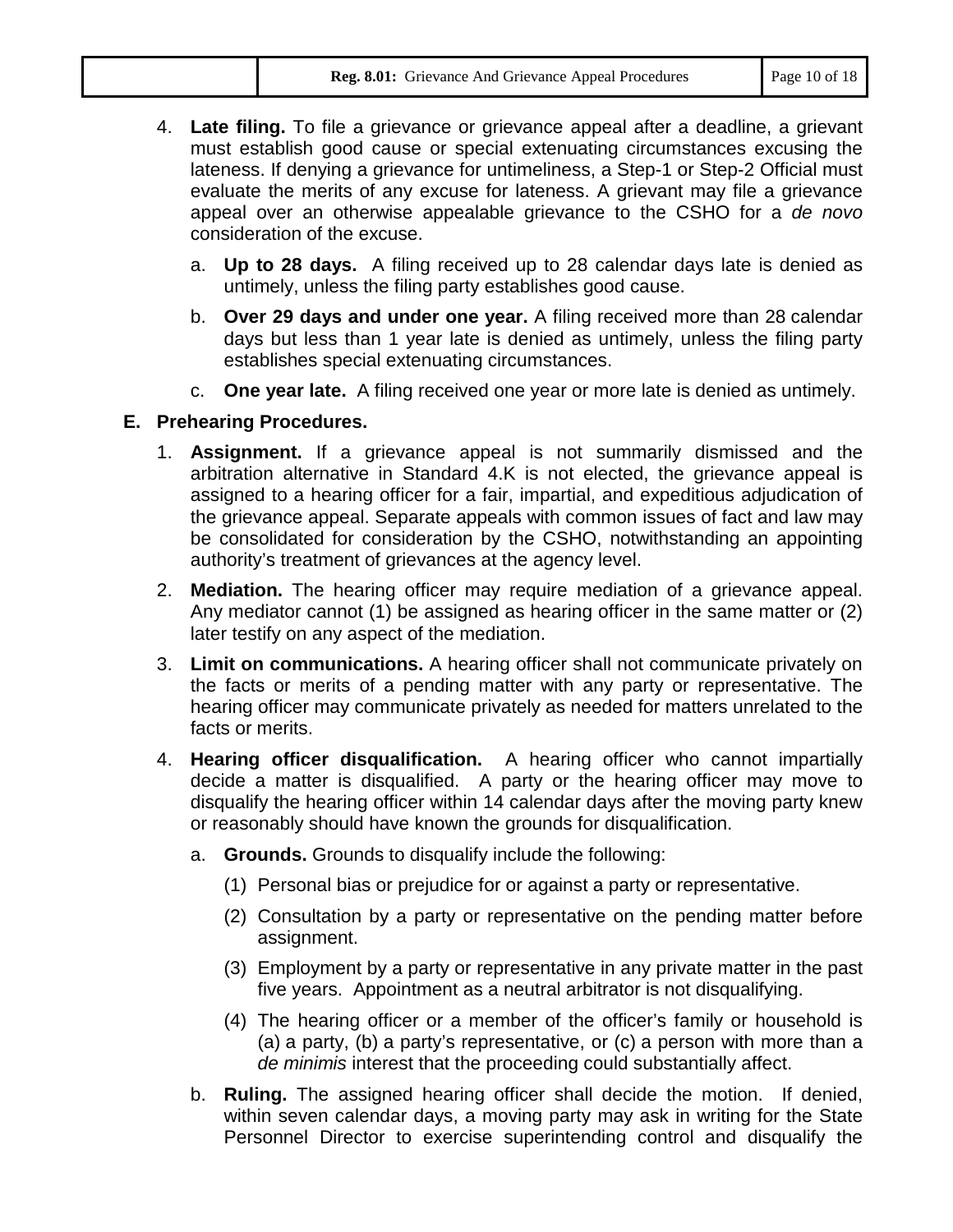4. **Late filing.** To file a grievance or grievance appeal after a deadline, a grievant must establish good cause or special extenuating circumstances excusing the lateness. If denying a grievance for untimeliness, a Step-1 or Step-2 Official must evaluate the merits of any excuse for lateness. A grievant may file a grievance appeal over an otherwise appealable grievance to the CSHO for a *de novo* consideration of the excuse.

   a. **Up to 28 days.** A filing received up to 28 calendar days late is denied as untimely, unless the filing party establishes good cause.

   b. **Over 29 days and under one year.** A filing received more than 28 calendar days but less than 1 year late is denied as untimely, unless the filing party establishes special extenuating circumstances.

   c. **One year late.** A filing received one year or more late is denied as untimely.

## E. Prehearing Procedures.

1. **Assignment.** If a grievance appeal is not summarily dismissed and the arbitration alternative in Standard 4.K is not elected, the grievance appeal is assigned to a hearing officer for a fair, impartial, and expeditious adjudication of the grievance appeal. Separate appeals with common issues of fact and law may be consolidated for consideration by the CSHO, notwithstanding an appointing authority's treatment of grievances at the agency level.

2. **Mediation.** The hearing officer may require mediation of a grievance appeal. Any mediator cannot (1) be assigned as hearing officer in the same matter or (2) later testify on any aspect of the mediation.

3. **Limit on communications.** A hearing officer shall not communicate privately on the facts or merits of a pending matter with any party or representative. The hearing officer may communicate privately as needed for matters unrelated to the facts or merits.

4. **Hearing officer disqualification.** A hearing officer who cannot impartially decide a matter is disqualified. A party or the hearing officer may move to disqualify the hearing officer within 14 calendar days after the moving party knew or reasonably should have known the grounds for disqualification.

   a. **Grounds.** Grounds to disqualify include the following:

      (1) Personal bias or prejudice for or against a party or representative.

      (2) Consultation by a party or representative on the pending matter before assignment.

      (3) Employment by a party or representative in any private matter in the past five years. Appointment as a neutral arbitrator is not disqualifying.

      (4) The hearing officer or a member of the officer's family or household is (a) a party, (b) a party's representative, or (c) a person with more than a *de minimis* interest that the proceeding could substantially affect.

   b. **Ruling.** The assigned hearing officer shall decide the motion. If denied, within seven calendar days, a moving party may ask in writing for the State Personnel Director to exercise superintending control and disqualify the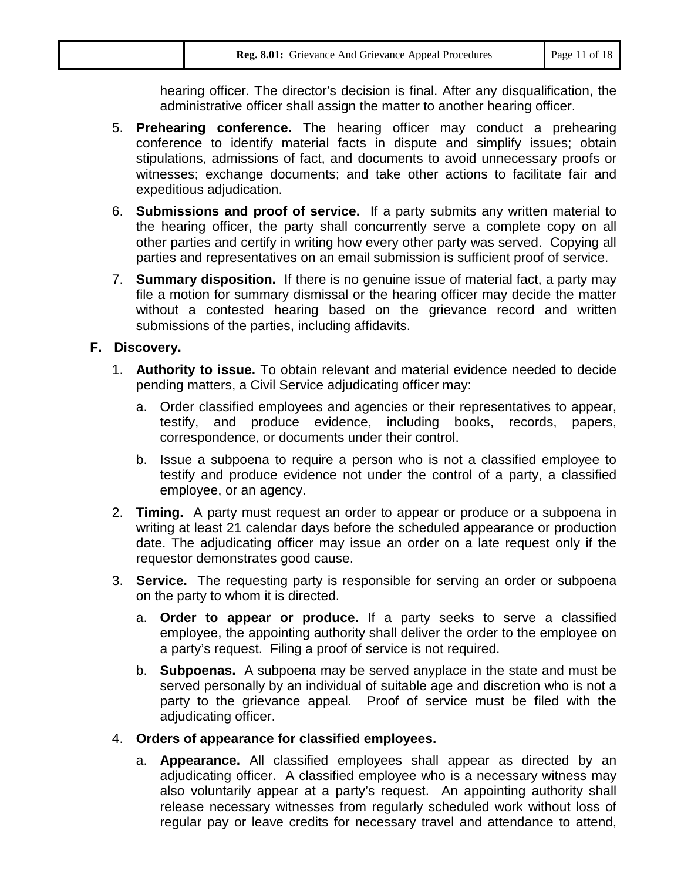hearing officer. The director's decision is final. After any disqualification, the administrative officer shall assign the matter to another hearing officer.

5. **Prehearing conference.** The hearing officer may conduct a prehearing conference to identify material facts in dispute and simplify issues; obtain stipulations, admissions of fact, and documents to avoid unnecessary proofs or witnesses; exchange documents; and take other actions to facilitate fair and expeditious adjudication.

6. **Submissions and proof of service.** If a party submits any written material to the hearing officer, the party shall concurrently serve a complete copy on all other parties and certify in writing how every other party was served. Copying all parties and representatives on an email submission is sufficient proof of service.

7. **Summary disposition.** If there is no genuine issue of material fact, a party may file a motion for summary dismissal or the hearing officer may decide the matter without a contested hearing based on the grievance record and written submissions of the parties, including affidavits.

**F. Discovery.**

1. **Authority to issue.** To obtain relevant and material evidence needed to decide pending matters, a Civil Service adjudicating officer may:

   a. Order classified employees and agencies or their representatives to appear, testify, and produce evidence, including books, records, papers, correspondence, or documents under their control.

   b. Issue a subpoena to require a person who is not a classified employee to testify and produce evidence not under the control of a party, a classified employee, or an agency.

2. **Timing.** A party must request an order to appear or produce or a subpoena in writing at least 21 calendar days before the scheduled appearance or production date. The adjudicating officer may issue an order on a late request only if the requestor demonstrates good cause.

3. **Service.** The requesting party is responsible for serving an order or subpoena on the party to whom it is directed.

   a. **Order to appear or produce.** If a party seeks to serve a classified employee, the appointing authority shall deliver the order to the employee on a party's request. Filing a proof of service is not required.

   b. **Subpoenas.** A subpoena may be served anyplace in the state and must be served personally by an individual of suitable age and discretion who is not a party to the grievance appeal. Proof of service must be filed with the adjudicating officer.

4. **Orders of appearance for classified employees.**

   a. **Appearance.** All classified employees shall appear as directed by an adjudicating officer. A classified employee who is a necessary witness may also voluntarily appear at a party's request. An appointing authority shall release necessary witnesses from regularly scheduled work without loss of regular pay or leave credits for necessary travel and attendance to attend,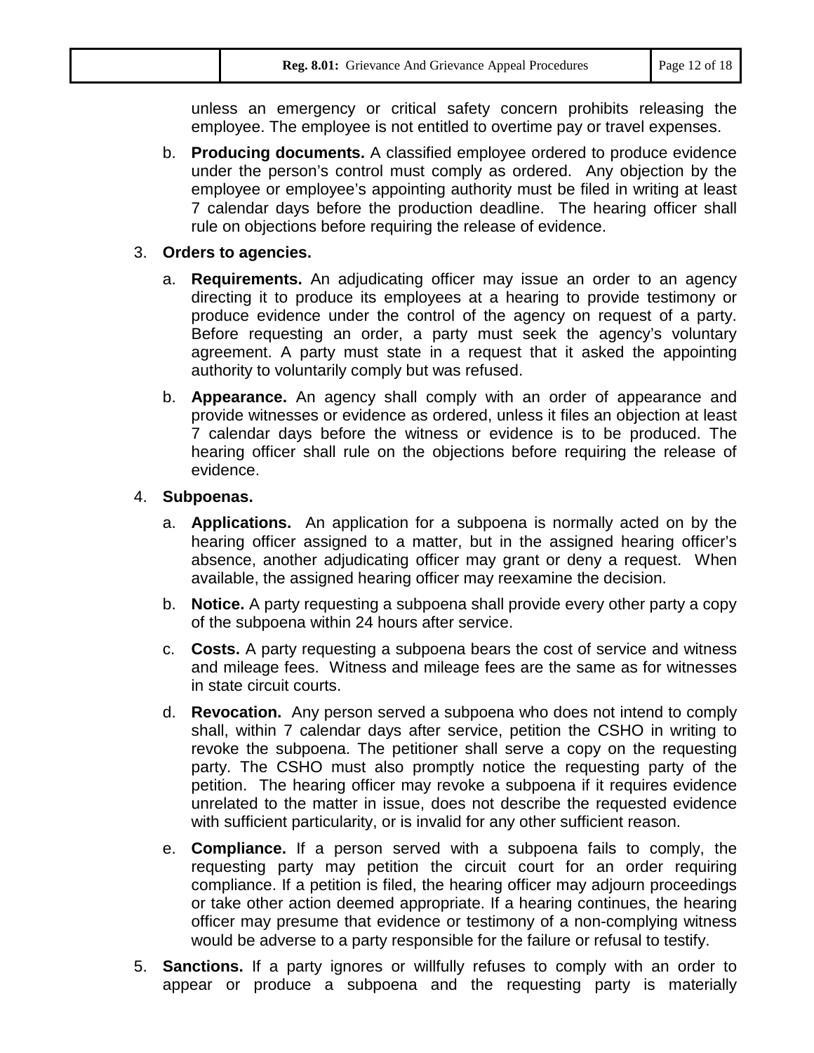unless an emergency or critical safety concern prohibits releasing the employee. The employee is not entitled to overtime pay or travel expenses.

b. **Producing documents.** A classified employee ordered to produce evidence under the person's control must comply as ordered. Any objection by the employee or employee's appointing authority must be filed in writing at least 7 calendar days before the production deadline. The hearing officer shall rule on objections before requiring the release of evidence.

3. **Orders to agencies.**

   a. **Requirements.** An adjudicating officer may issue an order to an agency directing it to produce its employees at a hearing to provide testimony or produce evidence under the control of the agency on request of a party. Before requesting an order, a party must seek the agency's voluntary agreement. A party must state in a request that it asked the appointing authority to voluntarily comply but was refused.

   b. **Appearance.** An agency shall comply with an order of appearance and provide witnesses or evidence as ordered, unless it files an objection at least 7 calendar days before the witness or evidence is to be produced. The hearing officer shall rule on the objections before requiring the release of evidence.

4. **Subpoenas.**

   a. **Applications.** An application for a subpoena is normally acted on by the hearing officer assigned to a matter, but in the assigned hearing officer's absence, another adjudicating officer may grant or deny a request. When available, the assigned hearing officer may reexamine the decision.

   b. **Notice.** A party requesting a subpoena shall provide every other party a copy of the subpoena within 24 hours after service.

   c. **Costs.** A party requesting a subpoena bears the cost of service and witness and mileage fees. Witness and mileage fees are the same as for witnesses in state circuit courts.

   d. **Revocation.** Any person served a subpoena who does not intend to comply shall, within 7 calendar days after service, petition the CSHO in writing to revoke the subpoena. The petitioner shall serve a copy on the requesting party. The CSHO must also promptly notice the requesting party of the petition. The hearing officer may revoke a subpoena if it requires evidence unrelated to the matter in issue, does not describe the requested evidence with sufficient particularity, or is invalid for any other sufficient reason.

   e. **Compliance.** If a person served with a subpoena fails to comply, the requesting party may petition the circuit court for an order requiring compliance. If a petition is filed, the hearing officer may adjourn proceedings or take other action deemed appropriate. If a hearing continues, the hearing officer may presume that evidence or testimony of a non-complying witness would be adverse to a party responsible for the failure or refusal to testify.

5. **Sanctions.** If a party ignores or willfully refuses to comply with an order to appear or produce a subpoena and the requesting party is materially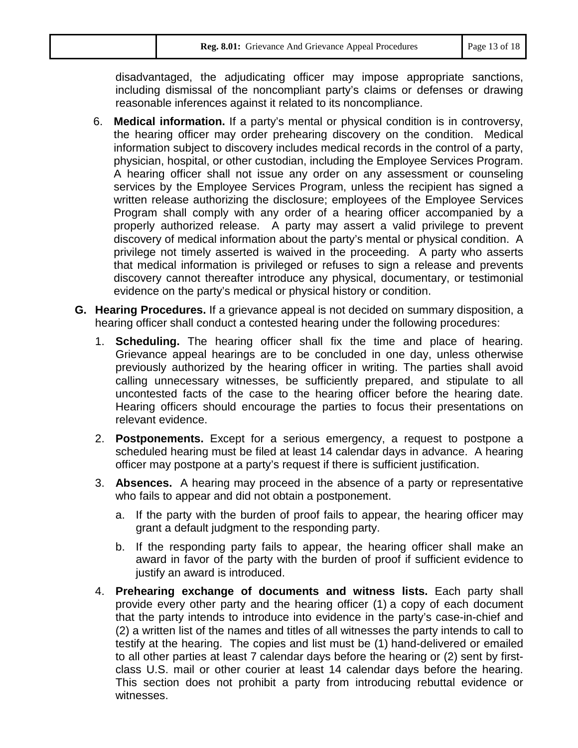disadvantaged, the adjudicating officer may impose appropriate sanctions, including dismissal of the noncompliant party's claims or defenses or drawing reasonable inferences against it related to its noncompliance.

6. **Medical information.** If a party's mental or physical condition is in controversy, the hearing officer may order prehearing discovery on the condition. Medical information subject to discovery includes medical records in the control of a party, physician, hospital, or other custodian, including the Employee Services Program. A hearing officer shall not issue any order on any assessment or counseling services by the Employee Services Program, unless the recipient has signed a written release authorizing the disclosure; employees of the Employee Services Program shall comply with any order of a hearing officer accompanied by a properly authorized release. A party may assert a valid privilege to prevent discovery of medical information about the party's mental or physical condition. A privilege not timely asserted is waived in the proceeding. A party who asserts that medical information is privileged or refuses to sign a release and prevents discovery cannot thereafter introduce any physical, documentary, or testimonial evidence on the party's medical or physical history or condition.

**G. Hearing Procedures.** If a grievance appeal is not decided on summary disposition, a hearing officer shall conduct a contested hearing under the following procedures:

1. **Scheduling.** The hearing officer shall fix the time and place of hearing. Grievance appeal hearings are to be concluded in one day, unless otherwise previously authorized by the hearing officer in writing. The parties shall avoid calling unnecessary witnesses, be sufficiently prepared, and stipulate to all uncontested facts of the case to the hearing officer before the hearing date. Hearing officers should encourage the parties to focus their presentations on relevant evidence.

2. **Postponements.** Except for a serious emergency, a request to postpone a scheduled hearing must be filed at least 14 calendar days in advance. A hearing officer may postpone at a party's request if there is sufficient justification.

3. **Absences.** A hearing may proceed in the absence of a party or representative who fails to appear and did not obtain a postponement.

   a. If the party with the burden of proof fails to appear, the hearing officer may grant a default judgment to the responding party.

   b. If the responding party fails to appear, the hearing officer shall make an award in favor of the party with the burden of proof if sufficient evidence to justify an award is introduced.

4. **Prehearing exchange of documents and witness lists.** Each party shall provide every other party and the hearing officer (1) a copy of each document that the party intends to introduce into evidence in the party's case-in-chief and (2) a written list of the names and titles of all witnesses the party intends to call to testify at the hearing. The copies and list must be (1) hand-delivered or emailed to all other parties at least 7 calendar days before the hearing or (2) sent by first-class U.S. mail or other courier at least 14 calendar days before the hearing. This section does not prohibit a party from introducing rebuttal evidence or witnesses.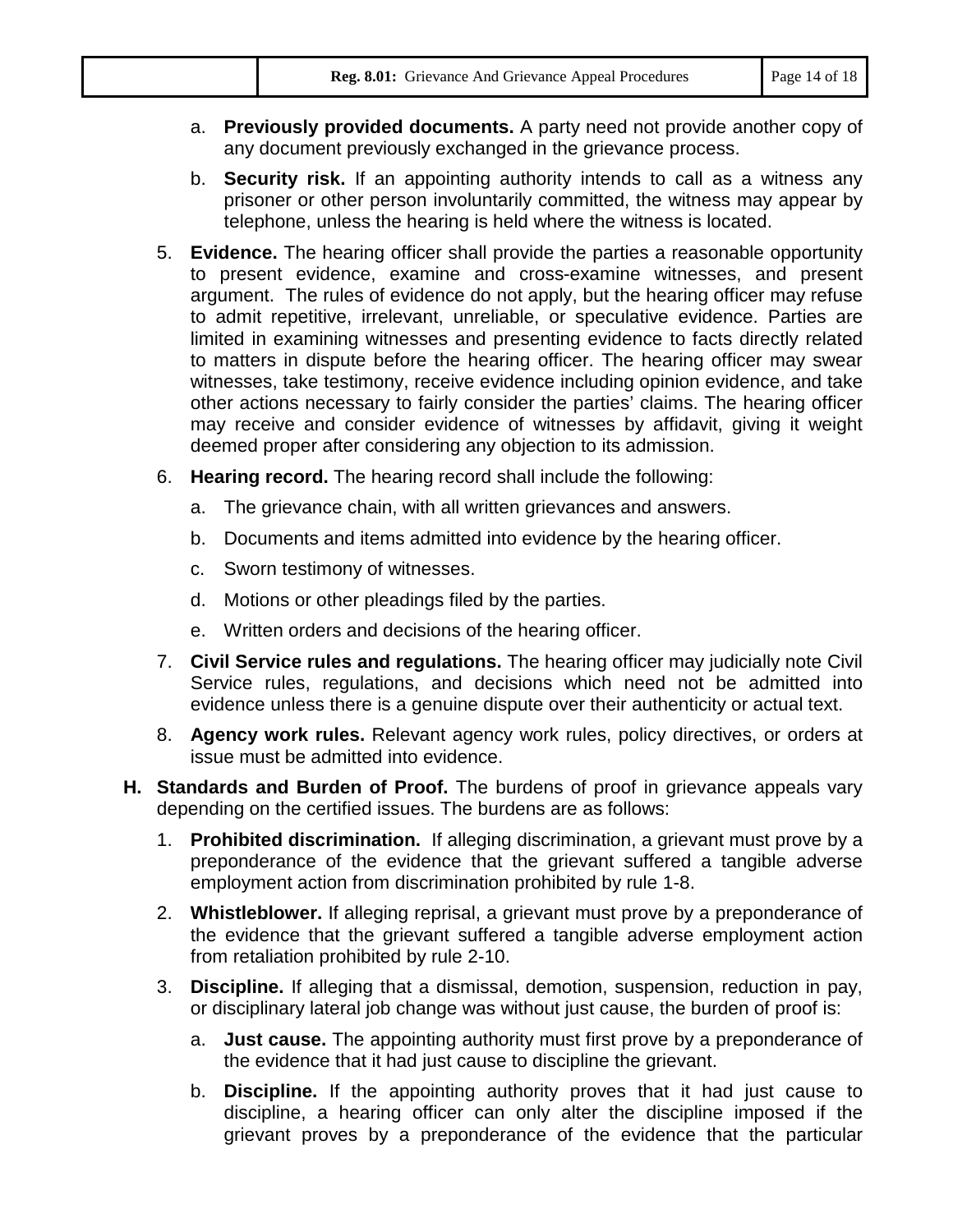a. **Previously provided documents.** A party need not provide another copy of any document previously exchanged in the grievance process.

b. **Security risk.** If an appointing authority intends to call as a witness any prisoner or other person involuntarily committed, the witness may appear by telephone, unless the hearing is held where the witness is located.

5. **Evidence.** The hearing officer shall provide the parties a reasonable opportunity to present evidence, examine and cross-examine witnesses, and present argument. The rules of evidence do not apply, but the hearing officer may refuse to admit repetitive, irrelevant, unreliable, or speculative evidence. Parties are limited in examining witnesses and presenting evidence to facts directly related to matters in dispute before the hearing officer. The hearing officer may swear witnesses, take testimony, receive evidence including opinion evidence, and take other actions necessary to fairly consider the parties' claims. The hearing officer may receive and consider evidence of witnesses by affidavit, giving it weight deemed proper after considering any objection to its admission.

6. **Hearing record.** The hearing record shall include the following:

   a. The grievance chain, with all written grievances and answers.

   b. Documents and items admitted into evidence by the hearing officer.

   c. Sworn testimony of witnesses.

   d. Motions or other pleadings filed by the parties.

   e. Written orders and decisions of the hearing officer.

7. **Civil Service rules and regulations.** The hearing officer may judicially note Civil Service rules, regulations, and decisions which need not be admitted into evidence unless there is a genuine dispute over their authenticity or actual text.

8. **Agency work rules.** Relevant agency work rules, policy directives, or orders at issue must be admitted into evidence.

**H. Standards and Burden of Proof.** The burdens of proof in grievance appeals vary depending on the certified issues. The burdens are as follows:

1. **Prohibited discrimination.** If alleging discrimination, a grievant must prove by a preponderance of the evidence that the grievant suffered a tangible adverse employment action from discrimination prohibited by rule 1-8.

2. **Whistleblower.** If alleging reprisal, a grievant must prove by a preponderance of the evidence that the grievant suffered a tangible adverse employment action from retaliation prohibited by rule 2-10.

3. **Discipline.** If alleging that a dismissal, demotion, suspension, reduction in pay, or disciplinary lateral job change was without just cause, the burden of proof is:

   a. **Just cause.** The appointing authority must first prove by a preponderance of the evidence that it had just cause to discipline the grievant.

   b. **Discipline.** If the appointing authority proves that it had just cause to discipline, a hearing officer can only alter the discipline imposed if the grievant proves by a preponderance of the evidence that the particular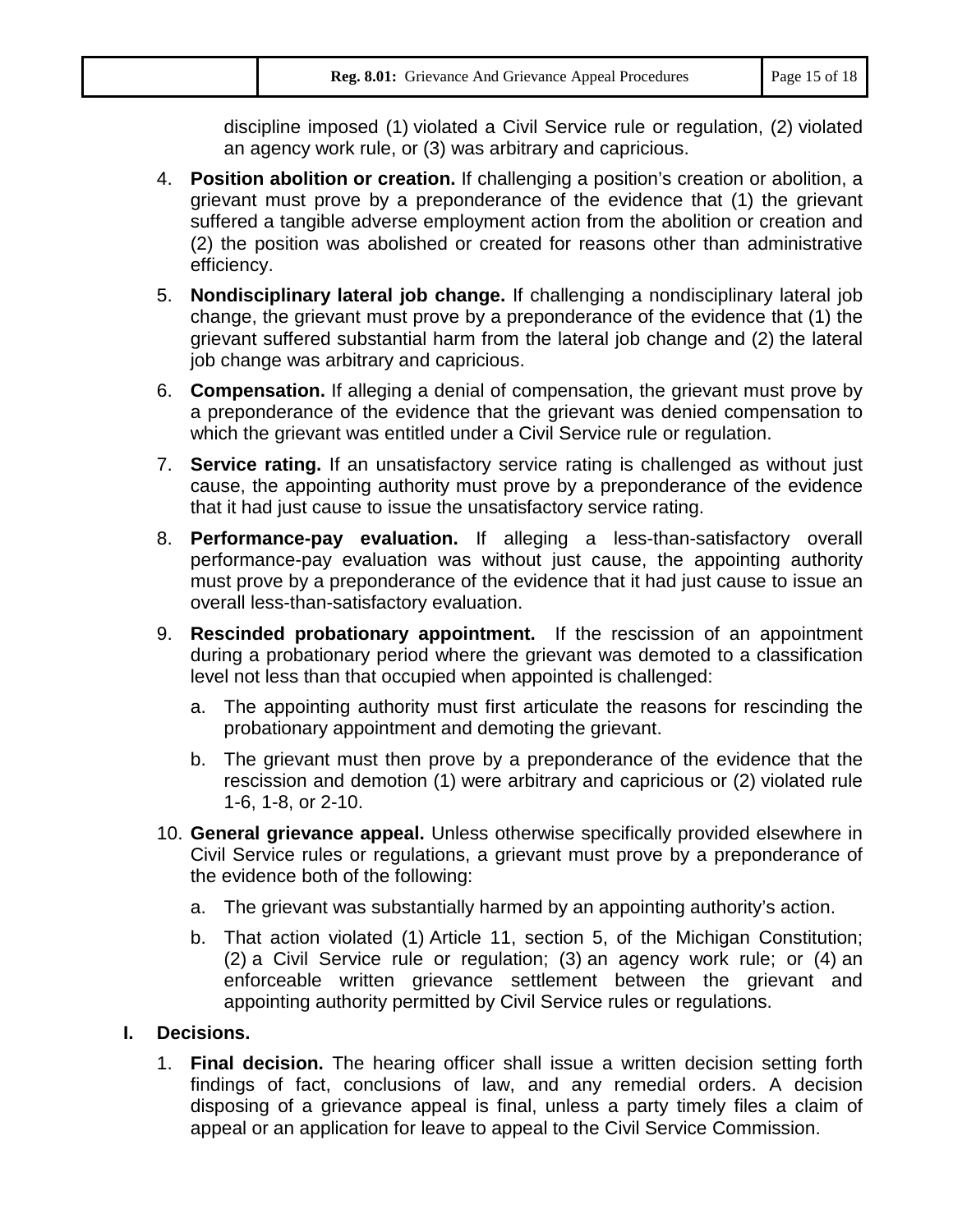discipline imposed (1) violated a Civil Service rule or regulation, (2) violated an agency work rule, or (3) was arbitrary and capricious.

4. **Position abolition or creation.** If challenging a position's creation or abolition, a grievant must prove by a preponderance of the evidence that (1) the grievant suffered a tangible adverse employment action from the abolition or creation and (2) the position was abolished or created for reasons other than administrative efficiency.

5. **Nondisciplinary lateral job change.** If challenging a nondisciplinary lateral job change, the grievant must prove by a preponderance of the evidence that (1) the grievant suffered substantial harm from the lateral job change and (2) the lateral job change was arbitrary and capricious.

6. **Compensation.** If alleging a denial of compensation, the grievant must prove by a preponderance of the evidence that the grievant was denied compensation to which the grievant was entitled under a Civil Service rule or regulation.

7. **Service rating.** If an unsatisfactory service rating is challenged as without just cause, the appointing authority must prove by a preponderance of the evidence that it had just cause to issue the unsatisfactory service rating.

8. **Performance-pay evaluation.** If alleging a less-than-satisfactory overall performance-pay evaluation was without just cause, the appointing authority must prove by a preponderance of the evidence that it had just cause to issue an overall less-than-satisfactory evaluation.

9. **Rescinded probationary appointment.** If the rescission of an appointment during a probationary period where the grievant was demoted to a classification level not less than that occupied when appointed is challenged:

   a. The appointing authority must first articulate the reasons for rescinding the probationary appointment and demoting the grievant.

   b. The grievant must then prove by a preponderance of the evidence that the rescission and demotion (1) were arbitrary and capricious or (2) violated rule 1-6, 1-8, or 2-10.

10. **General grievance appeal.** Unless otherwise specifically provided elsewhere in Civil Service rules or regulations, a grievant must prove by a preponderance of the evidence both of the following:

    a. The grievant was substantially harmed by an appointing authority's action.

    b. That action violated (1) Article 11, section 5, of the Michigan Constitution; (2) a Civil Service rule or regulation; (3) an agency work rule; or (4) an enforceable written grievance settlement between the grievant and appointing authority permitted by Civil Service rules or regulations.

## I. Decisions.

1. **Final decision.** The hearing officer shall issue a written decision setting forth findings of fact, conclusions of law, and any remedial orders. A decision disposing of a grievance appeal is final, unless a party timely files a claim of appeal or an application for leave to appeal to the Civil Service Commission.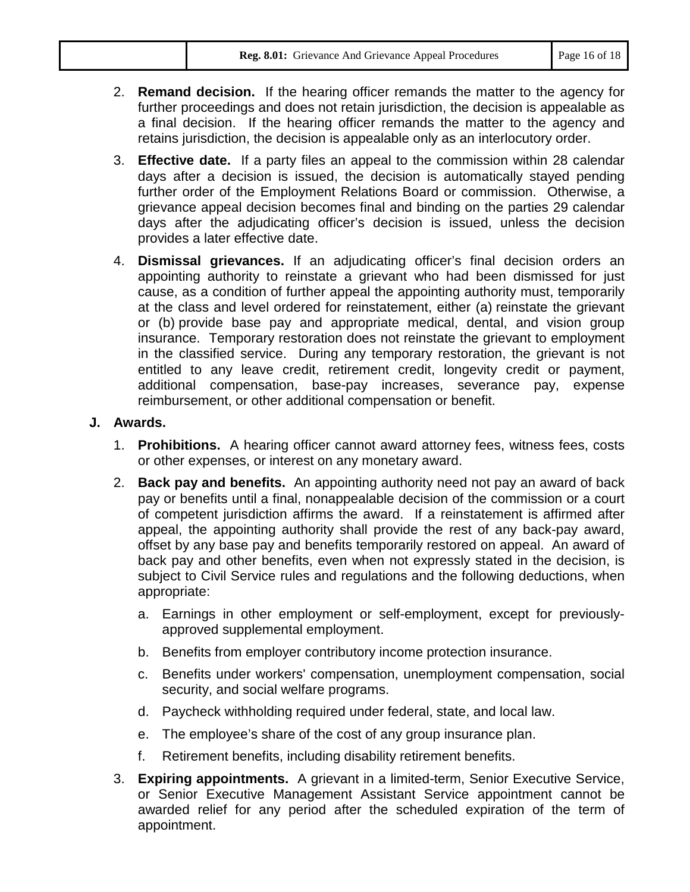2. **Remand decision.** If the hearing officer remands the matter to the agency for further proceedings and does not retain jurisdiction, the decision is appealable as a final decision. If the hearing officer remands the matter to the agency and retains jurisdiction, the decision is appealable only as an interlocutory order.

3. **Effective date.** If a party files an appeal to the commission within 28 calendar days after a decision is issued, the decision is automatically stayed pending further order of the Employment Relations Board or commission. Otherwise, a grievance appeal decision becomes final and binding on the parties 29 calendar days after the adjudicating officer's decision is issued, unless the decision provides a later effective date.

4. **Dismissal grievances.** If an adjudicating officer's final decision orders an appointing authority to reinstate a grievant who had been dismissed for just cause, as a condition of further appeal the appointing authority must, temporarily at the class and level ordered for reinstatement, either (a) reinstate the grievant or (b) provide base pay and appropriate medical, dental, and vision group insurance. Temporary restoration does not reinstate the grievant to employment in the classified service. During any temporary restoration, the grievant is not entitled to any leave credit, retirement credit, longevity credit or payment, additional compensation, base-pay increases, severance pay, expense reimbursement, or other additional compensation or benefit.

**J. Awards.**

1. **Prohibitions.** A hearing officer cannot award attorney fees, witness fees, costs or other expenses, or interest on any monetary award.

2. **Back pay and benefits.** An appointing authority need not pay an award of back pay or benefits until a final, nonappealable decision of the commission or a court of competent jurisdiction affirms the award. If a reinstatement is affirmed after appeal, the appointing authority shall provide the rest of any back-pay award, offset by any base pay and benefits temporarily restored on appeal. An award of back pay and other benefits, even when not expressly stated in the decision, is subject to Civil Service rules and regulations and the following deductions, when appropriate:

   a. Earnings in other employment or self-employment, except for previously-approved supplemental employment.

   b. Benefits from employer contributory income protection insurance.

   c. Benefits under workers' compensation, unemployment compensation, social security, and social welfare programs.

   d. Paycheck withholding required under federal, state, and local law.

   e. The employee's share of the cost of any group insurance plan.

   f. Retirement benefits, including disability retirement benefits.

3. **Expiring appointments.** A grievant in a limited-term, Senior Executive Service, or Senior Executive Management Assistant Service appointment cannot be awarded relief for any period after the scheduled expiration of the term of appointment.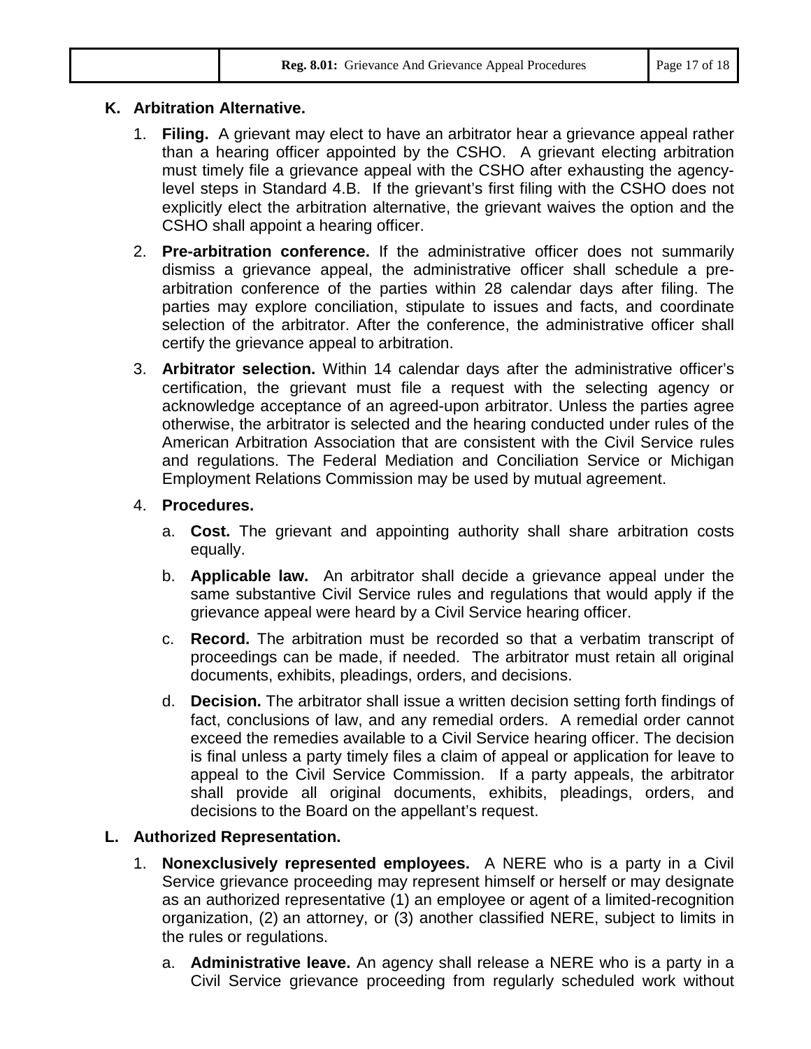## K. Arbitration Alternative.

1. **Filing.** A grievant may elect to have an arbitrator hear a grievance appeal rather than a hearing officer appointed by the CSHO. A grievant electing arbitration must timely file a grievance appeal with the CSHO after exhausting the agency-level steps in Standard 4.B. If the grievant's first filing with the CSHO does not explicitly elect the arbitration alternative, the grievant waives the option and the CSHO shall appoint a hearing officer.

2. **Pre-arbitration conference.** If the administrative officer does not summarily dismiss a grievance appeal, the administrative officer shall schedule a pre-arbitration conference of the parties within 28 calendar days after filing. The parties may explore conciliation, stipulate to issues and facts, and coordinate selection of the arbitrator. After the conference, the administrative officer shall certify the grievance appeal to arbitration.

3. **Arbitrator selection.** Within 14 calendar days after the administrative officer's certification, the grievant must file a request with the selecting agency or acknowledge acceptance of an agreed-upon arbitrator. Unless the parties agree otherwise, the arbitrator is selected and the hearing conducted under rules of the American Arbitration Association that are consistent with the Civil Service rules and regulations. The Federal Mediation and Conciliation Service or Michigan Employment Relations Commission may be used by mutual agreement.

4. **Procedures.**

   a. **Cost.** The grievant and appointing authority shall share arbitration costs equally.

   b. **Applicable law.** An arbitrator shall decide a grievance appeal under the same substantive Civil Service rules and regulations that would apply if the grievance appeal were heard by a Civil Service hearing officer.

   c. **Record.** The arbitration must be recorded so that a verbatim transcript of proceedings can be made, if needed. The arbitrator must retain all original documents, exhibits, pleadings, orders, and decisions.

   d. **Decision.** The arbitrator shall issue a written decision setting forth findings of fact, conclusions of law, and any remedial orders. A remedial order cannot exceed the remedies available to a Civil Service hearing officer. The decision is final unless a party timely files a claim of appeal or application for leave to appeal to the Civil Service Commission. If a party appeals, the arbitrator shall provide all original documents, exhibits, pleadings, orders, and decisions to the Board on the appellant's request.

## L. Authorized Representation.

1. **Nonexclusively represented employees.** A NERE who is a party in a Civil Service grievance proceeding may represent himself or herself or may designate as an authorized representative (1) an employee or agent of a limited-recognition organization, (2) an attorney, or (3) another classified NERE, subject to limits in the rules or regulations.

   a. **Administrative leave.** An agency shall release a NERE who is a party in a Civil Service grievance proceeding from regularly scheduled work without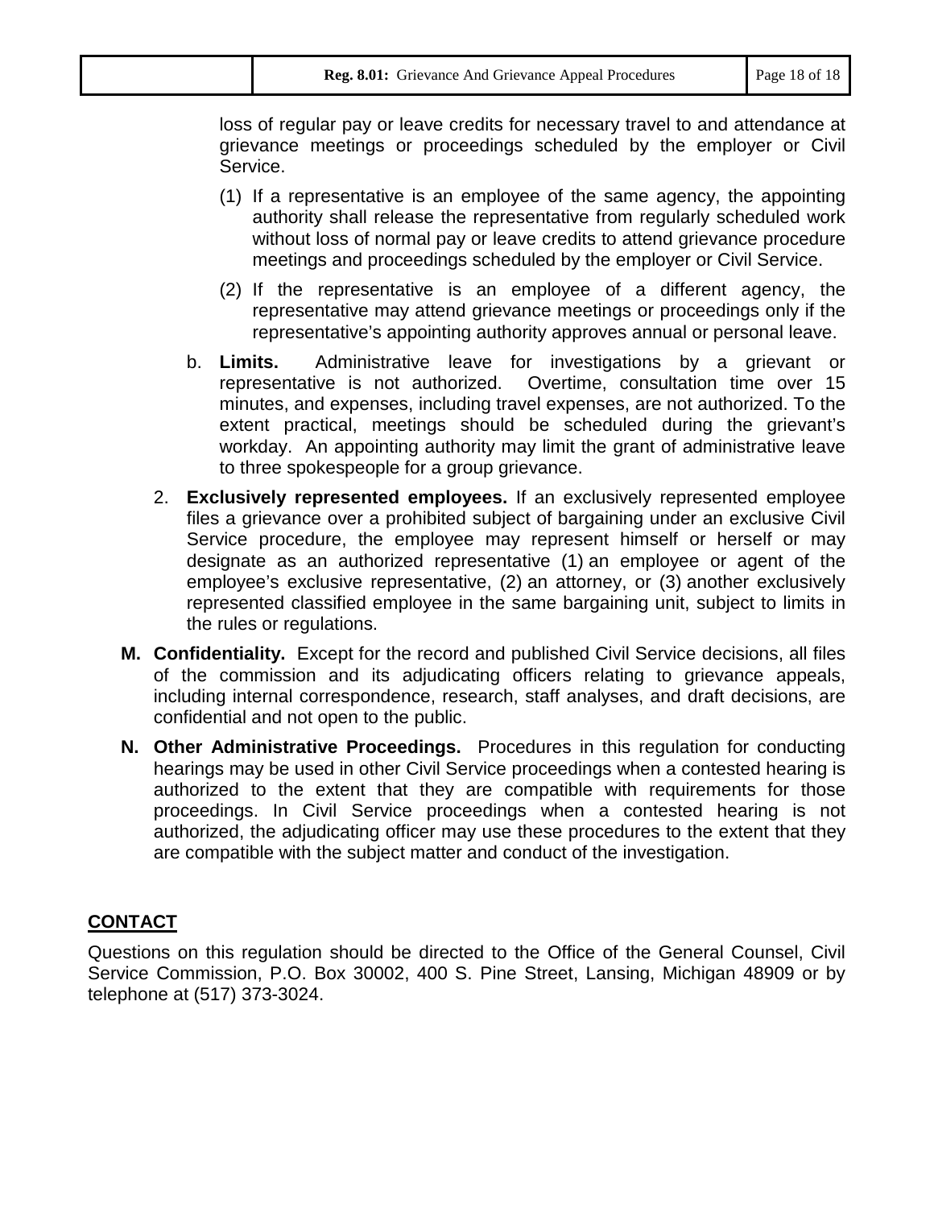loss of regular pay or leave credits for necessary travel to and attendance at grievance meetings or proceedings scheduled by the employer or Civil Service.

(1) If a representative is an employee of the same agency, the appointing authority shall release the representative from regularly scheduled work without loss of normal pay or leave credits to attend grievance procedure meetings and proceedings scheduled by the employer or Civil Service.

(2) If the representative is an employee of a different agency, the representative may attend grievance meetings or proceedings only if the representative's appointing authority approves annual or personal leave.

b. **Limits.** Administrative leave for investigations by a grievant or representative is not authorized. Overtime, consultation time over 15 minutes, and expenses, including travel expenses, are not authorized. To the extent practical, meetings should be scheduled during the grievant's workday. An appointing authority may limit the grant of administrative leave to three spokespeople for a group grievance.

2. **Exclusively represented employees.** If an exclusively represented employee files a grievance over a prohibited subject of bargaining under an exclusive Civil Service procedure, the employee may represent himself or herself or may designate as an authorized representative (1) an employee or agent of the employee's exclusive representative, (2) an attorney, or (3) another exclusively represented classified employee in the same bargaining unit, subject to limits in the rules or regulations.

**M. Confidentiality.** Except for the record and published Civil Service decisions, all files of the commission and its adjudicating officers relating to grievance appeals, including internal correspondence, research, staff analyses, and draft decisions, are confidential and not open to the public.

**N. Other Administrative Proceedings.** Procedures in this regulation for conducting hearings may be used in other Civil Service proceedings when a contested hearing is authorized to the extent that they are compatible with requirements for those proceedings. In Civil Service proceedings when a contested hearing is not authorized, the adjudicating officer may use these procedures to the extent that they are compatible with the subject matter and conduct of the investigation.

## CONTACT

Questions on this regulation should be directed to the Office of the General Counsel, Civil Service Commission, P.O. Box 30002, 400 S. Pine Street, Lansing, Michigan 48909 or by telephone at (517) 373-3024.